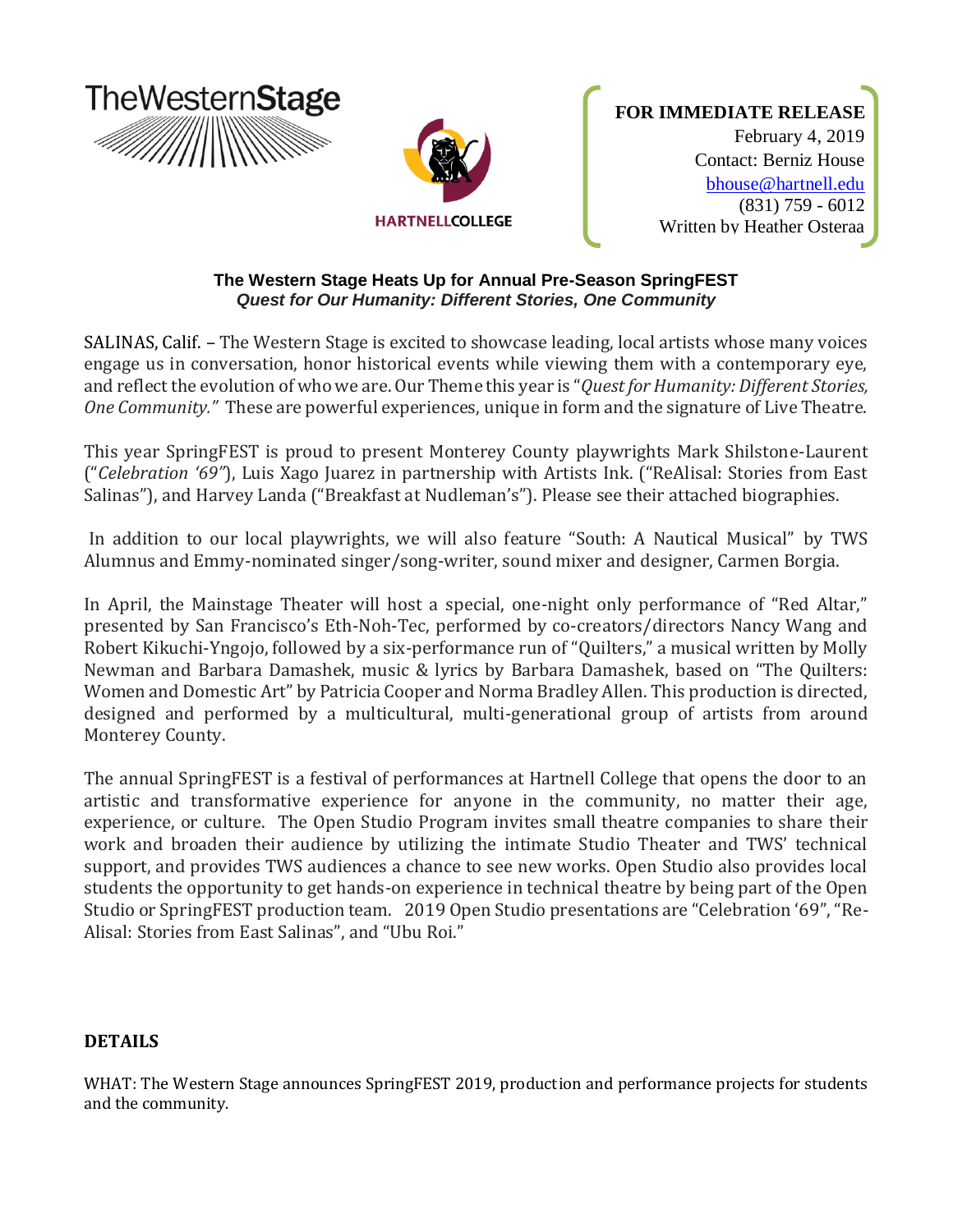TheWesternStage

HARTNELLCOLLEGE

**FOR IMMEDIATE RELEASE**
February 4, 2019
Contact: Berniz House
bhouse@hartnell.edu
(831) 759 - 6012
Written by Heather Osteraa

**The Western Stage Heats Up for Annual Pre-Season SpringFEST**
***Quest for Our Humanity: Different Stories, One Community***

SALINAS, Calif. – The Western Stage is excited to showcase leading, local artists whose many voices engage us in conversation, honor historical events while viewing them with a contemporary eye, and reflect the evolution of who we are. Our Theme this year is "*Quest for Humanity: Different Stories, One Community.*" These are powerful experiences, unique in form and the signature of Live Theatre.

This year SpringFEST is proud to present Monterey County playwrights Mark Shilstone-Laurent ("*Celebration '69"*), Luis Xago Juarez in partnership with Artists Ink. ("ReAlisal: Stories from East Salinas"), and Harvey Landa ("Breakfast at Nudleman's"). Please see their attached biographies.

In addition to our local playwrights, we will also feature "South: A Nautical Musical" by TWS Alumnus and Emmy-nominated singer/song-writer, sound mixer and designer, Carmen Borgia.

In April, the Mainstage Theater will host a special, one-night only performance of "Red Altar," presented by San Francisco's Eth-Noh-Tec, performed by co-creators/directors Nancy Wang and Robert Kikuchi-Yngojo, followed by a six-performance run of "Quilters," a musical written by Molly Newman and Barbara Damashek, music & lyrics by Barbara Damashek, based on "The Quilters: Women and Domestic Art" by Patricia Cooper and Norma Bradley Allen. This production is directed, designed and performed by a multicultural, multi-generational group of artists from around Monterey County.

The annual SpringFEST is a festival of performances at Hartnell College that opens the door to an artistic and transformative experience for anyone in the community, no matter their age, experience, or culture. The Open Studio Program invites small theatre companies to share their work and broaden their audience by utilizing the intimate Studio Theater and TWS' technical support, and provides TWS audiences a chance to see new works. Open Studio also provides local students the opportunity to get hands-on experience in technical theatre by being part of the Open Studio or SpringFEST production team. 2019 Open Studio presentations are "Celebration '69", "Re-Alisal: Stories from East Salinas", and "Ubu Roi."

**DETAILS**

WHAT: The Western Stage announces SpringFEST 2019, production and performance projects for students and the community.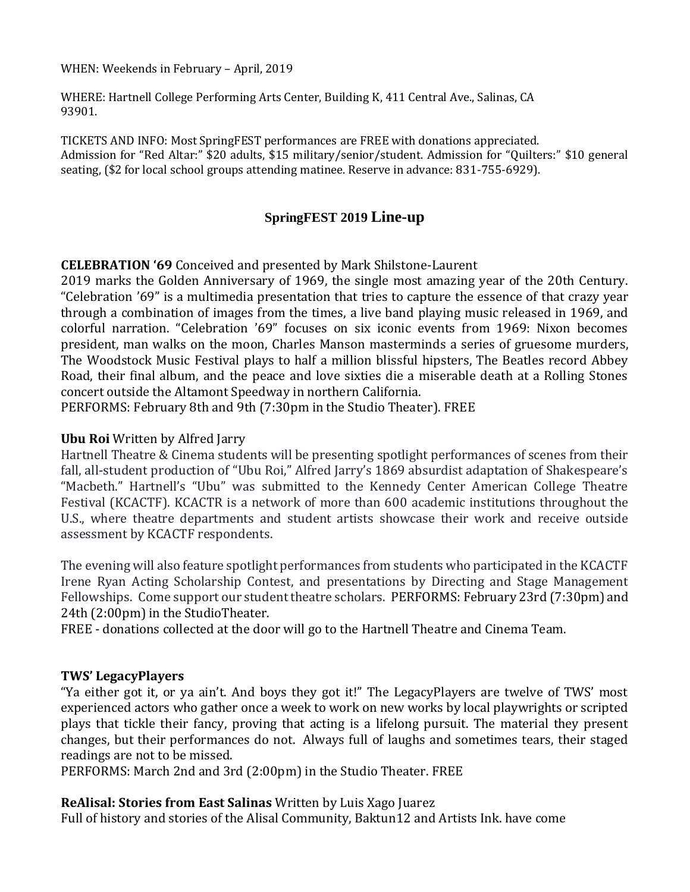WHEN: Weekends in February – April, 2019

WHERE: Hartnell College Performing Arts Center, Building K, 411 Central Ave., Salinas, CA 93901.

TICKETS AND INFO: Most SpringFEST performances are FREE with donations appreciated. Admission for "Red Altar:" $20 adults, $15 military/senior/student. Admission for "Quilters:" $10 general seating, ($2 for local school groups attending matinee. Reserve in advance: 831-755-6929).

## SpringFEST 2019 Line-up

**CELEBRATION '69** Conceived and presented by Mark Shilstone-Laurent
2019 marks the Golden Anniversary of 1969, the single most amazing year of the 20th Century. "Celebration '69" is a multimedia presentation that tries to capture the essence of that crazy year through a combination of images from the times, a live band playing music released in 1969, and colorful narration. "Celebration '69" focuses on six iconic events from 1969: Nixon becomes president, man walks on the moon, Charles Manson masterminds a series of gruesome murders, The Woodstock Music Festival plays to half a million blissful hipsters, The Beatles record Abbey Road, their final album, and the peace and love sixties die a miserable death at a Rolling Stones concert outside the Altamont Speedway in northern California.
PERFORMS: February 8th and 9th (7:30pm in the Studio Theater). FREE

**Ubu Roi** Written by Alfred Jarry
Hartnell Theatre & Cinema students will be presenting spotlight performances of scenes from their fall, all-student production of "Ubu Roi," Alfred Jarry's 1869 absurdist adaptation of Shakespeare's "Macbeth." Hartnell's "Ubu" was submitted to the Kennedy Center American College Theatre Festival (KCACTF). KCACTR is a network of more than 600 academic institutions throughout the U.S., where theatre departments and student artists showcase their work and receive outside assessment by KCACTF respondents.

The evening will also feature spotlight performances from students who participated in the KCACTF Irene Ryan Acting Scholarship Contest, and presentations by Directing and Stage Management Fellowships. Come support our student theatre scholars. PERFORMS: February 23rd (7:30pm) and 24th (2:00pm) in the StudioTheater.
FREE - donations collected at the door will go to the Hartnell Theatre and Cinema Team.

**TWS' LegacyPlayers**
"Ya either got it, or ya ain't. And boys they got it!" The LegacyPlayers are twelve of TWS' most experienced actors who gather once a week to work on new works by local playwrights or scripted plays that tickle their fancy, proving that acting is a lifelong pursuit. The material they present changes, but their performances do not. Always full of laughs and sometimes tears, their staged readings are not to be missed.
PERFORMS: March 2nd and 3rd (2:00pm) in the Studio Theater. FREE

**ReAlisal: Stories from East Salinas** Written by Luis Xago Juarez
Full of history and stories of the Alisal Community, Baktun12 and Artists Ink. have come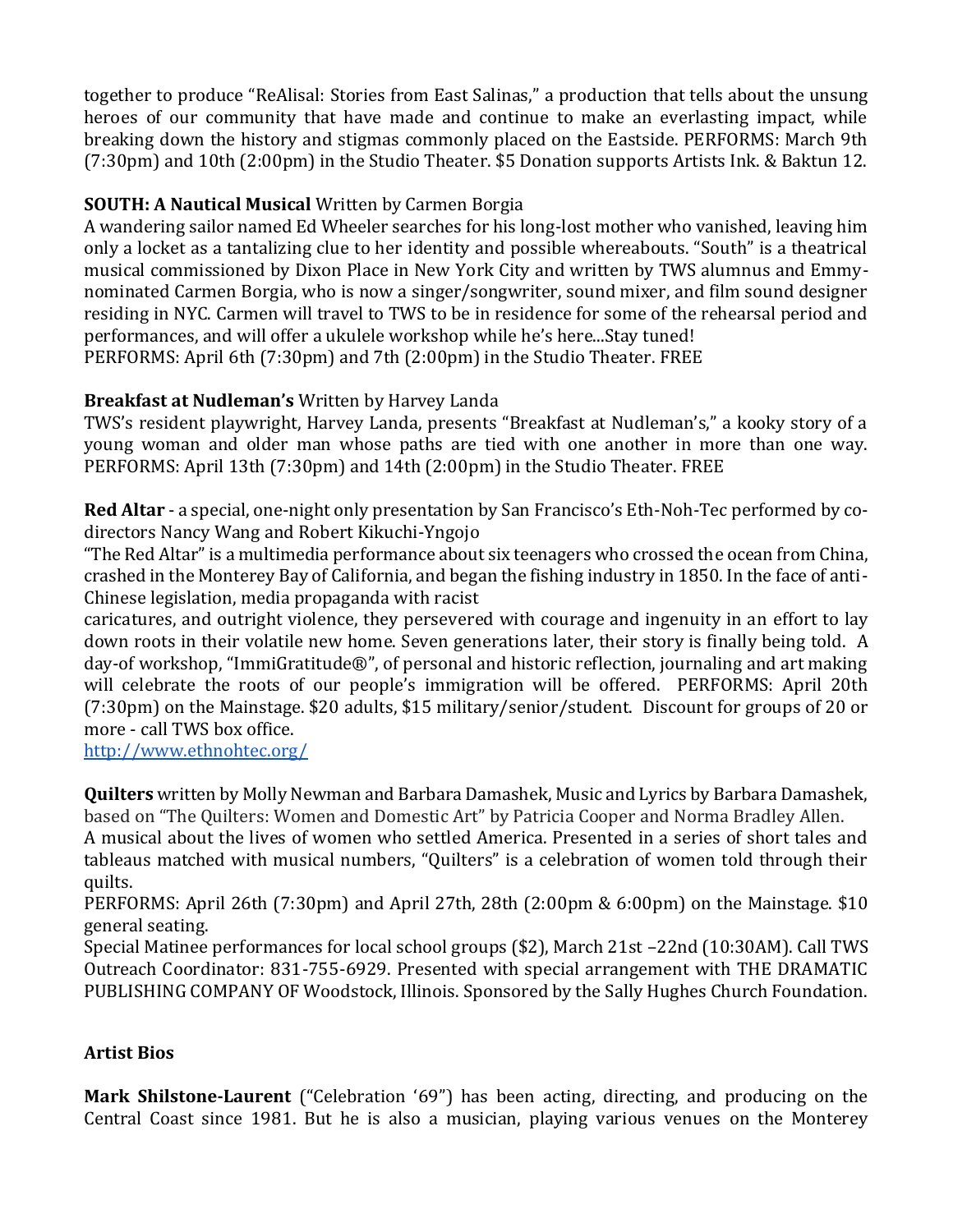together to produce "ReAlisal: Stories from East Salinas," a production that tells about the unsung heroes of our community that have made and continue to make an everlasting impact, while breaking down the history and stigmas commonly placed on the Eastside. PERFORMS: March 9th (7:30pm) and 10th (2:00pm) in the Studio Theater. $5 Donation supports Artists Ink. & Baktun 12.

**SOUTH: A Nautical Musical** Written by Carmen Borgia
A wandering sailor named Ed Wheeler searches for his long-lost mother who vanished, leaving him only a locket as a tantalizing clue to her identity and possible whereabouts. "South" is a theatrical musical commissioned by Dixon Place in New York City and written by TWS alumnus and Emmy-nominated Carmen Borgia, who is now a singer/songwriter, sound mixer, and film sound designer residing in NYC. Carmen will travel to TWS to be in residence for some of the rehearsal period and performances, and will offer a ukulele workshop while he's here...Stay tuned!
PERFORMS: April 6th (7:30pm) and 7th (2:00pm) in the Studio Theater. FREE

**Breakfast at Nudleman's** Written by Harvey Landa
TWS's resident playwright, Harvey Landa, presents "Breakfast at Nudleman's," a kooky story of a young woman and older man whose paths are tied with one another in more than one way. PERFORMS: April 13th (7:30pm) and 14th (2:00pm) in the Studio Theater. FREE

**Red Altar** - a special, one-night only presentation by San Francisco's Eth-Noh-Tec performed by co-directors Nancy Wang and Robert Kikuchi-Yngojo
"The Red Altar" is a multimedia performance about six teenagers who crossed the ocean from China, crashed in the Monterey Bay of California, and began the fishing industry in 1850. In the face of anti-Chinese legislation, media propaganda with racist
caricatures, and outright violence, they persevered with courage and ingenuity in an effort to lay down roots in their volatile new home. Seven generations later, their story is finally being told. A day-of workshop, "ImmiGratitude®", of personal and historic reflection, journaling and art making will celebrate the roots of our people's immigration will be offered. PERFORMS: April 20th (7:30pm) on the Mainstage. $20 adults, $15 military/senior/student. Discount for groups of 20 or more - call TWS box office.
http://www.ethnohtec.org/

**Quilters** written by Molly Newman and Barbara Damashek, Music and Lyrics by Barbara Damashek, based on "The Quilters: Women and Domestic Art" by Patricia Cooper and Norma Bradley Allen.
A musical about the lives of women who settled America. Presented in a series of short tales and tableaus matched with musical numbers, "Quilters" is a celebration of women told through their quilts.
PERFORMS: April 26th (7:30pm) and April 27th, 28th (2:00pm & 6:00pm) on the Mainstage. $10 general seating.
Special Matinee performances for local school groups ($2), March 21st –22nd (10:30AM). Call TWS Outreach Coordinator: 831-755-6929. Presented with special arrangement with THE DRAMATIC PUBLISHING COMPANY OF Woodstock, Illinois. Sponsored by the Sally Hughes Church Foundation.

**Artist Bios**

**Mark Shilstone-Laurent** ("Celebration '69") has been acting, directing, and producing on the Central Coast since 1981. But he is also a musician, playing various venues on the Monterey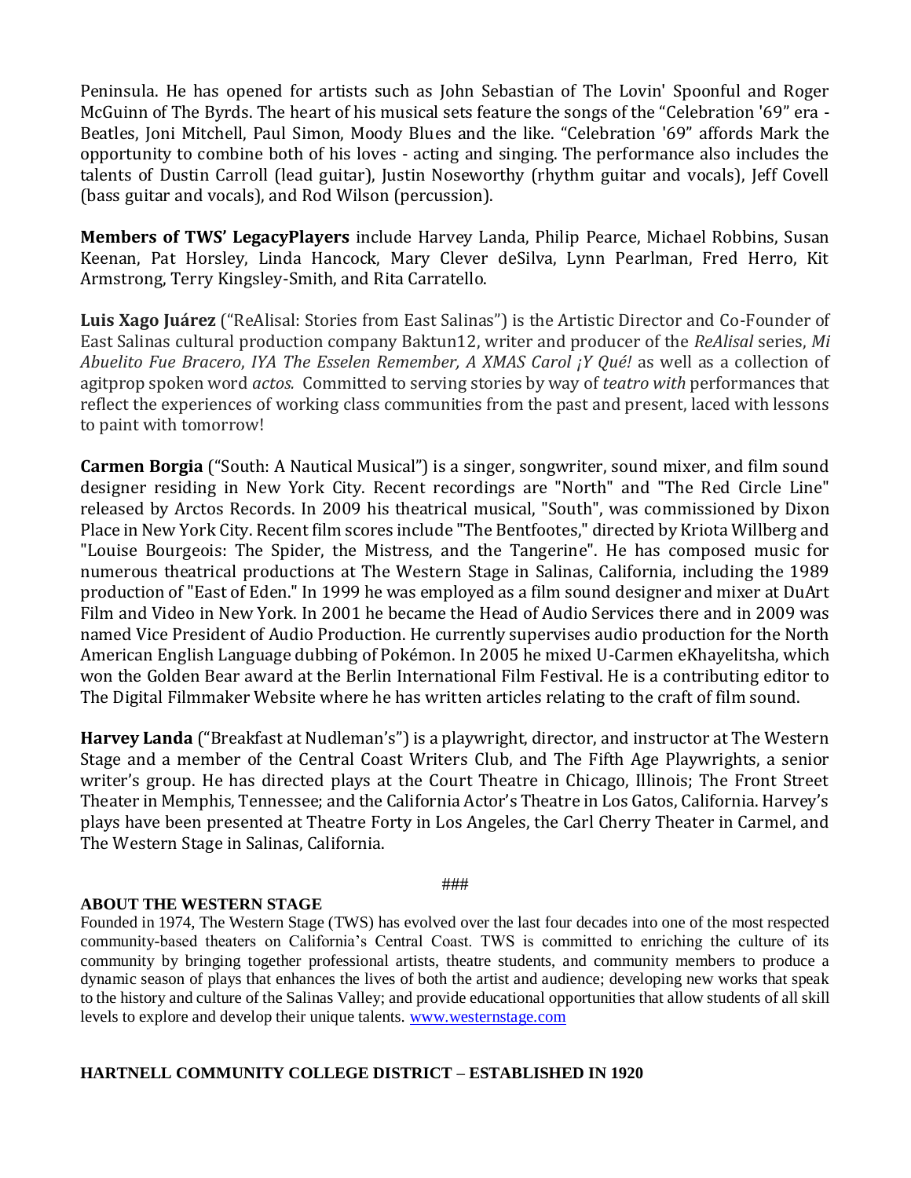Peninsula. He has opened for artists such as John Sebastian of The Lovin' Spoonful and Roger McGuinn of The Byrds. The heart of his musical sets feature the songs of the "Celebration '69" era - Beatles, Joni Mitchell, Paul Simon, Moody Blues and the like. "Celebration '69" affords Mark the opportunity to combine both of his loves - acting and singing. The performance also includes the talents of Dustin Carroll (lead guitar), Justin Noseworthy (rhythm guitar and vocals), Jeff Covell (bass guitar and vocals), and Rod Wilson (percussion).

**Members of TWS' LegacyPlayers** include Harvey Landa, Philip Pearce, Michael Robbins, Susan Keenan, Pat Horsley, Linda Hancock, Mary Clever deSilva, Lynn Pearlman, Fred Herro, Kit Armstrong, Terry Kingsley-Smith, and Rita Carratello.

**Luis Xago Juárez** ("ReAlisal: Stories from East Salinas") is the Artistic Director and Co-Founder of East Salinas cultural production company Baktun12, writer and producer of the *ReAlisal* series, *Mi Abuelito Fue Bracero*, *IYA The Esselen Remember, A XMAS Carol ¡Y Qué!* as well as a collection of agitprop spoken word *actos.* Committed to serving stories by way of *teatro with* performances that reflect the experiences of working class communities from the past and present, laced with lessons to paint with tomorrow!

**Carmen Borgia** ("South: A Nautical Musical") is a singer, songwriter, sound mixer, and film sound designer residing in New York City. Recent recordings are "North" and "The Red Circle Line" released by Arctos Records. In 2009 his theatrical musical, "South", was commissioned by Dixon Place in New York City. Recent film scores include "The Bentfootes," directed by Kriota Willberg and "Louise Bourgeois: The Spider, the Mistress, and the Tangerine". He has composed music for numerous theatrical productions at The Western Stage in Salinas, California, including the 1989 production of "East of Eden." In 1999 he was employed as a film sound designer and mixer at DuArt Film and Video in New York. In 2001 he became the Head of Audio Services there and in 2009 was named Vice President of Audio Production. He currently supervises audio production for the North American English Language dubbing of Pokémon. In 2005 he mixed U-Carmen eKhayelitsha, which won the Golden Bear award at the Berlin International Film Festival. He is a contributing editor to The Digital Filmmaker Website where he has written articles relating to the craft of film sound.

**Harvey Landa** ("Breakfast at Nudleman's") is a playwright, director, and instructor at The Western Stage and a member of the Central Coast Writers Club, and The Fifth Age Playwrights, a senior writer's group. He has directed plays at the Court Theatre in Chicago, Illinois; The Front Street Theater in Memphis, Tennessee; and the California Actor's Theatre in Los Gatos, California. Harvey's plays have been presented at Theatre Forty in Los Angeles, the Carl Cherry Theater in Carmel, and The Western Stage in Salinas, California.

###

**ABOUT THE WESTERN STAGE**

Founded in 1974, The Western Stage (TWS) has evolved over the last four decades into one of the most respected community-based theaters on California's Central Coast. TWS is committed to enriching the culture of its community by bringing together professional artists, theatre students, and community members to produce a dynamic season of plays that enhances the lives of both the artist and audience; developing new works that speak to the history and culture of the Salinas Valley; and provide educational opportunities that allow students of all skill levels to explore and develop their unique talents. www.westernstage.com

**HARTNELL COMMUNITY COLLEGE DISTRICT – ESTABLISHED IN 1920**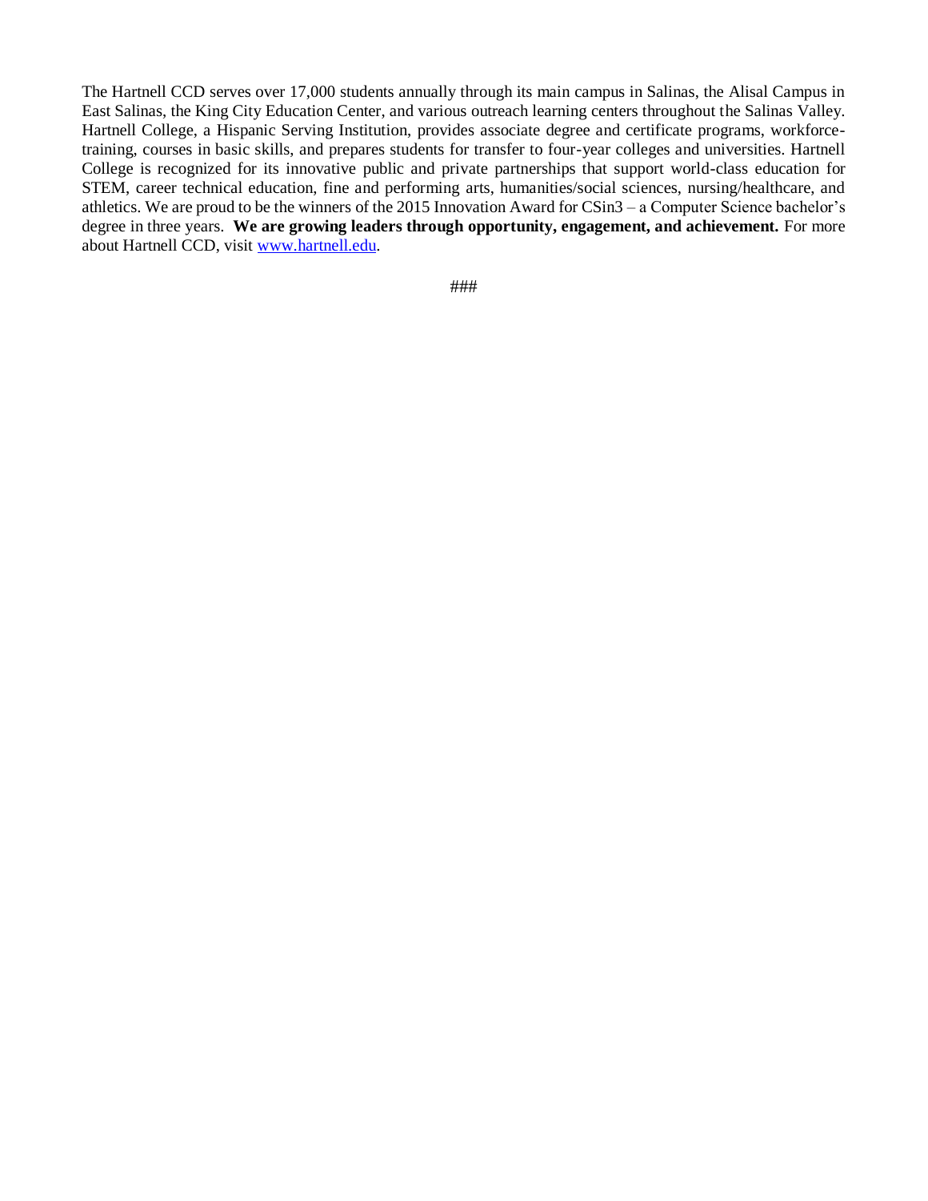The Hartnell CCD serves over 17,000 students annually through its main campus in Salinas, the Alisal Campus in East Salinas, the King City Education Center, and various outreach learning centers throughout the Salinas Valley. Hartnell College, a Hispanic Serving Institution, provides associate degree and certificate programs, workforce-training, courses in basic skills, and prepares students for transfer to four-year colleges and universities. Hartnell College is recognized for its innovative public and private partnerships that support world-class education for STEM, career technical education, fine and performing arts, humanities/social sciences, nursing/healthcare, and athletics. We are proud to be the winners of the 2015 Innovation Award for CSin3 – a Computer Science bachelor's degree in three years. **We are growing leaders through opportunity, engagement, and achievement.** For more about Hartnell CCD, visit [www.hartnell.edu](http://www.hartnell.edu).

###